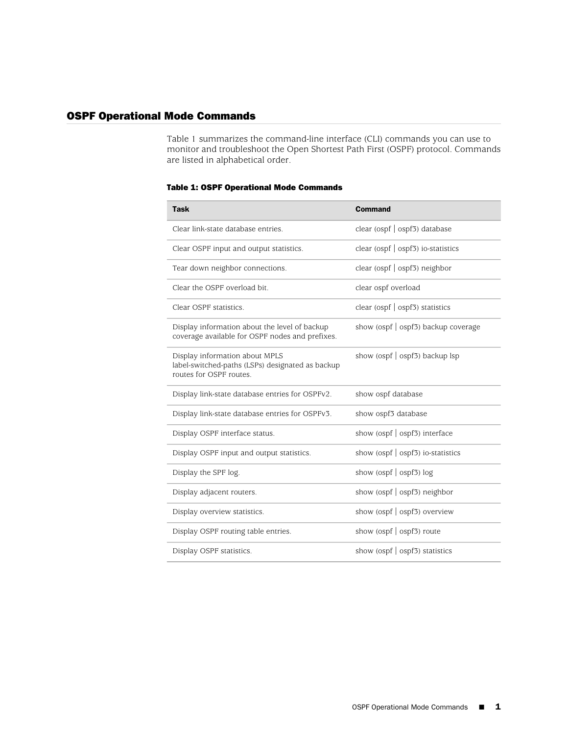## OSPF Operational Mode Commands

Table 1 summarizes the command-line interface (CLI) commands you can use to monitor and troubleshoot the Open Shortest Path First (OSPF) protocol. Commands are listed in alphabetical order.

**Table 1: OSPF Operational Mode Commands**

| Task | Command |
| --- | --- |
| Clear link-state database entries. | clear (ospf \| ospf3) database |
| Clear OSPF input and output statistics. | clear (ospf \| ospf3) io-statistics |
| Tear down neighbor connections. | clear (ospf \| ospf3) neighbor |
| Clear the OSPF overload bit. | clear ospf overload |
| Clear OSPF statistics. | clear (ospf \| ospf3) statistics |
| Display information about the level of backup coverage available for OSPF nodes and prefixes. | show (ospf \| ospf3) backup coverage |
| Display information about MPLS label-switched-paths (LSPs) designated as backup routes for OSPF routes. | show (ospf \| ospf3) backup lsp |
| Display link-state database entries for OSPFv2. | show ospf database |
| Display link-state database entries for OSPFv3. | show ospf3 database |
| Display OSPF interface status. | show (ospf \| ospf3) interface |
| Display OSPF input and output statistics. | show (ospf \| ospf3) io-statistics |
| Display the SPF log. | show (ospf \| ospf3) log |
| Display adjacent routers. | show (ospf \| ospf3) neighbor |
| Display overview statistics. | show (ospf \| ospf3) overview |
| Display OSPF routing table entries. | show (ospf \| ospf3) route |
| Display OSPF statistics. | show (ospf \| ospf3) statistics |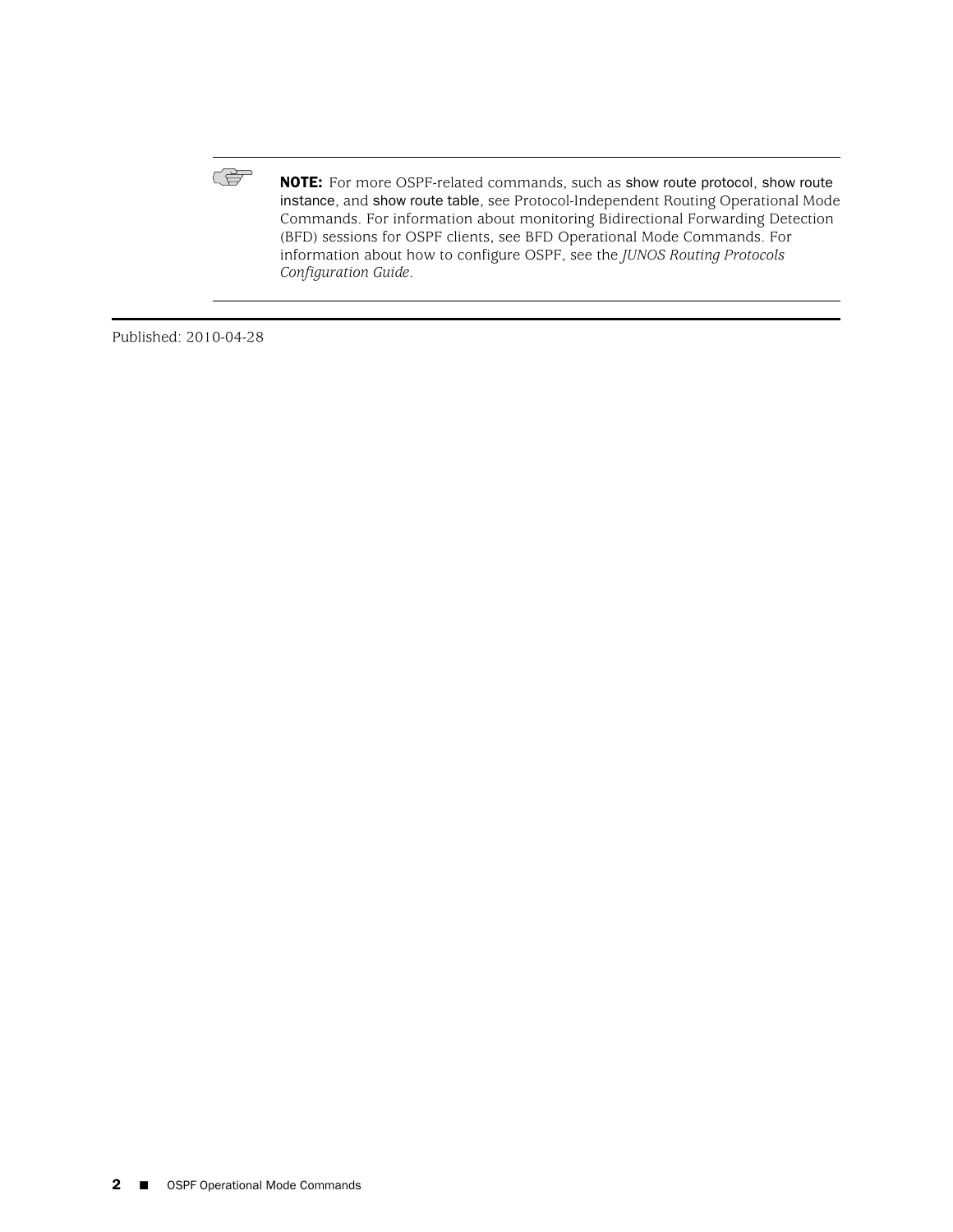**NOTE:** For more OSPF-related commands, such as show route protocol, show route instance, and show route table, see Protocol-Independent Routing Operational Mode Commands. For information about monitoring Bidirectional Forwarding Detection (BFD) sessions for OSPF clients, see BFD Operational Mode Commands. For information about how to configure OSPF, see the *JUNOS Routing Protocols Configuration Guide*.

Published: 2010-04-28